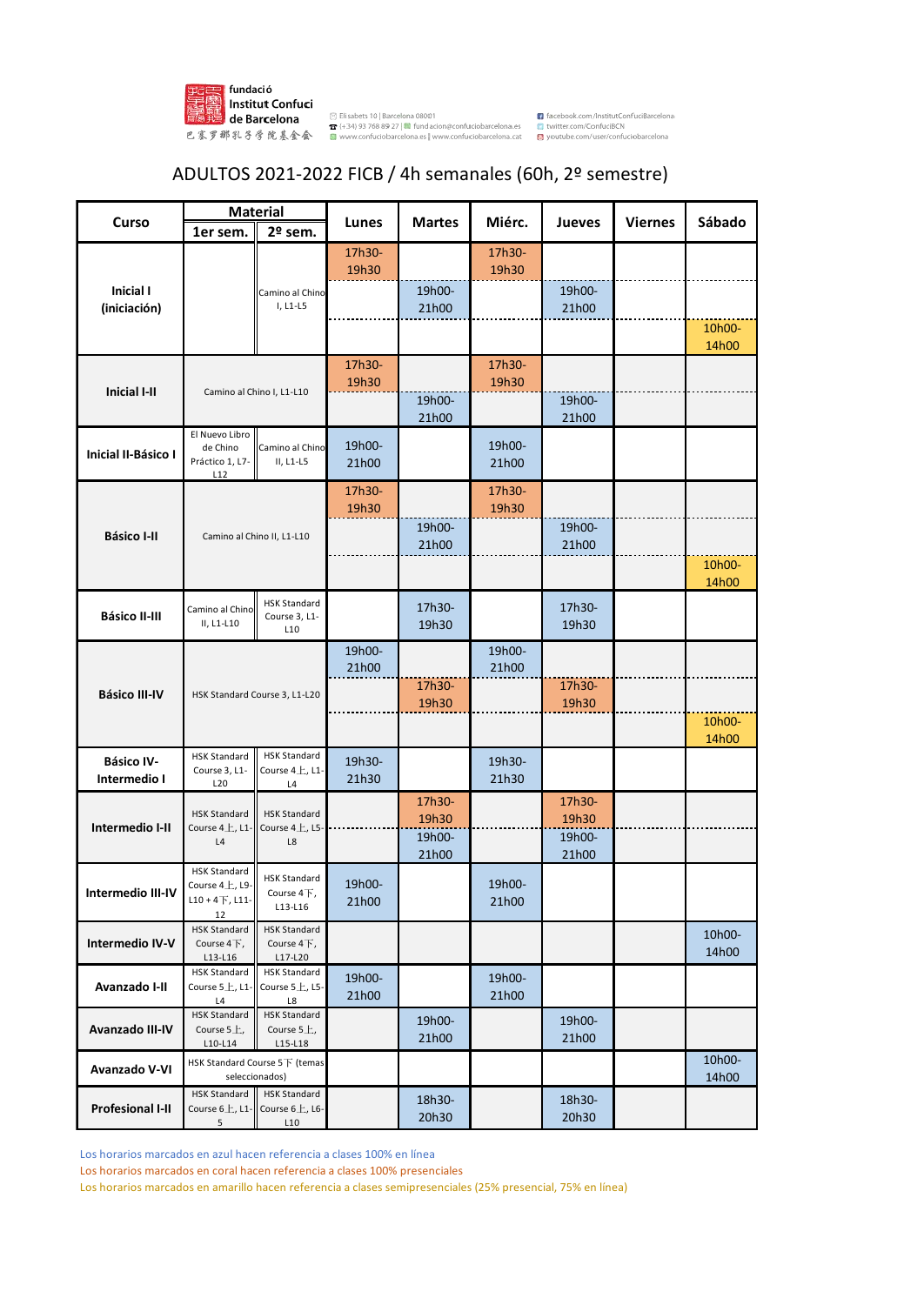fundació Institut Confuci de Barcelona
巴塞罗那孔子学院基金会

Elisabets 10 | Barcelona 08001
(+34) 93 768 89 27 | fundacion@confuciobarcelona.es
www.confuciobarcelona.es | www.confuciobarcelona.cat

facebook.com/InstitutConfuciBarcelona
twitter.com/ConfuciBCN
youtube.com/user/confuciobarcelona

# ADULTOS 2021-2022 FICB / 4h semanales (60h, 2º semestre)

| Curso | Material | | Lunes | Martes | Miérc. | Jueves | Viernes | Sábado |
|---|---|---|---|---|---|---|---|---|
| | 1er sem. | 2º sem. | | | | | | |
| Inicial I (iniciación) | | Camino al Chino I, L1-L5 | 17h30-19h30 | | 17h30-19h30 | | | |
| | | | | 19h00-21h00 | | 19h00-21h00 | | |
| | | | | | | | | 10h00-14h00 |
| Inicial I-II | Camino al Chino I, L1-L10 | | 17h30-19h30 | | 17h30-19h30 | | | |
| | | | | 19h00-21h00 | | 19h00-21h00 | | |
| Inicial II-Básico I | El Nuevo Libro de Chino Práctico 1, L7-L12 | Camino al Chino II, L1-L5 | 19h00-21h00 | | 19h00-21h00 | | | |
| Básico I-II | Camino al Chino II, L1-L10 | | 17h30-19h30 | | 17h30-19h30 | | | |
| | | | | 19h00-21h00 | | 19h00-21h00 | | |
| | | | | | | | | 10h00-14h00 |
| Básico II-III | Camino al Chino II, L1-L10 | HSK Standard Course 3, L1-L10 | | 17h30-19h30 | | 17h30-19h30 | | |
| Básico III-IV | HSK Standard Course 3, L1-L20 | | 19h00-21h00 | | 19h00-21h00 | | | |
| | | | | 17h30-19h30 | | 17h30-19h30 | | |
| | | | | | | | | 10h00-14h00 |
| Básico IV-Intermedio I | HSK Standard Course 3, L1-L20 | HSK Standard Course 4上, L1-L4 | 19h30-21h30 | | 19h30-21h30 | | | |
| Intermedio I-II | HSK Standard Course 4上, L1-L4 | HSK Standard Course 4上, L5-L8 | | 17h30-19h30 | | 17h30-19h30 | | |
| | | | | 19h00-21h00 | | 19h00-21h00 | | |
| Intermedio III-IV | HSK Standard Course 4上, L9-L10 + 4下, L11-12 | HSK Standard Course 4下, L13-L16 | 19h00-21h00 | | 19h00-21h00 | | | |
| Intermedio IV-V | HSK Standard Course 4下, L13-L16 | HSK Standard Course 4下, L17-L20 | | | | | | 10h00-14h00 |
| Avanzado I-II | HSK Standard Course 5上, L1-L4 | HSK Standard Course 5上, L5-L8 | 19h00-21h00 | | 19h00-21h00 | | | |
| Avanzado III-IV | HSK Standard Course 5上, L10-L14 | HSK Standard Course 5上, L15-L18 | | 19h00-21h00 | | 19h00-21h00 | | |
| Avanzado V-VI | HSK Standard Course 5下 (temas seleccionados) | | | | | | | 10h00-14h00 |
| Profesional I-II | HSK Standard Course 6上, L1-5 | HSK Standard Course 6上, L6-L10 | | 18h30-20h30 | | 18h30-20h30 | | |

Los horarios marcados en azul hacen referencia a clases 100% en línea

Los horarios marcados en coral hacen referencia a clases 100% presenciales

Los horarios marcados en amarillo hacen referencia a clases semipresenciales (25% presencial, 75% en línea)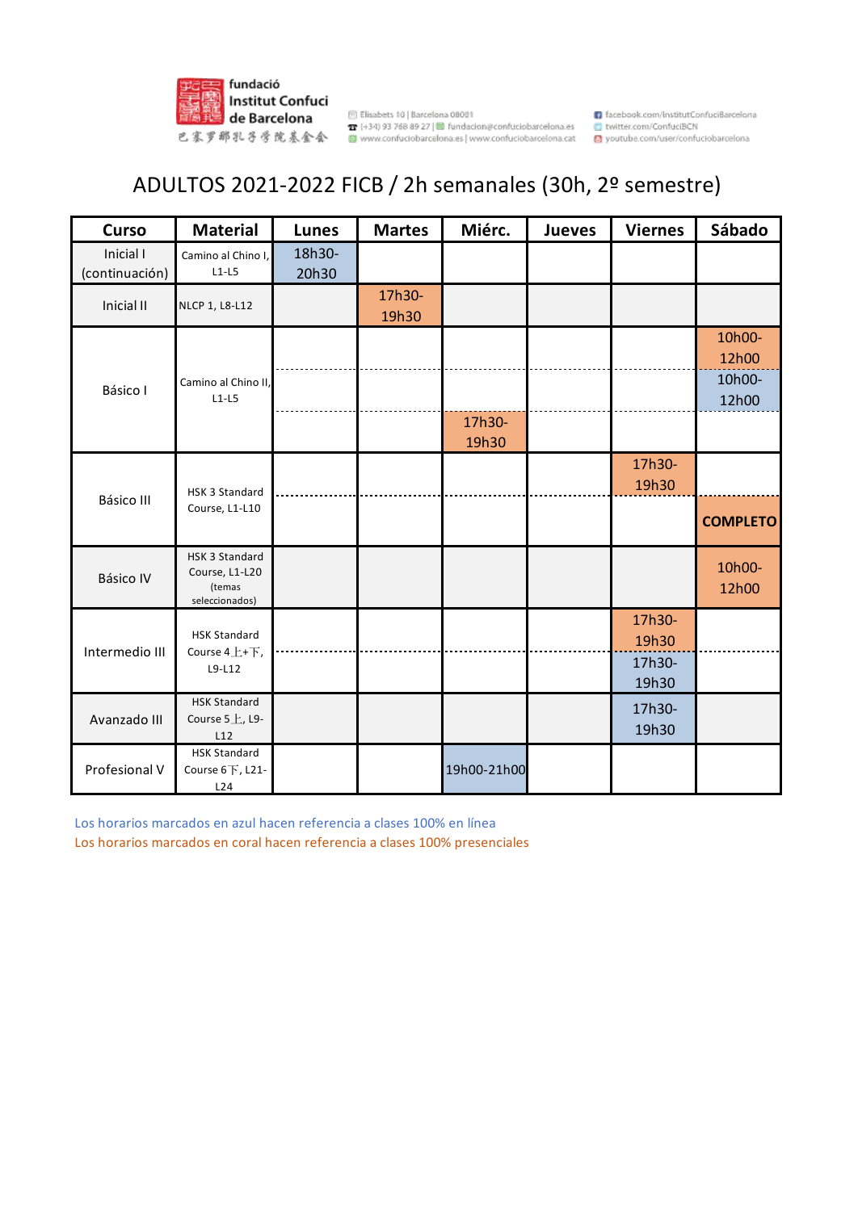fundació Institut Confuci de Barcelona
巴塞罗那孔子学院基金会

Elisabets 10 | Barcelona 08001
(+34) 93 768 89 27 | fundacion@confuciobarcelona.es
www.confuciobarcelona.es | www.confuciobarcelona.cat

facebook.com/InstitutConfuciBarcelona
twitter.com/ConfuciBCN
youtube.com/user/confuciobarcelona

# ADULTOS 2021-2022 FICB / 2h semanales (30h, 2º semestre)

| Curso | Material | Lunes | Martes | Miérc. | Jueves | Viernes | Sábado |
|---|---|---|---|---|---|---|---|
| Inicial I (continuación) | Camino al Chino I, L1-L5 | 18h30-20h30 | | | | | |
| Inicial II | NLCP 1, L8-L12 | | 17h30-19h30 | | | | |
| Básico I | Camino al Chino II, L1-L5 | | | | | | 10h00-12h00 |
| | | | | | | | 10h00-12h00 |
| | | | | 17h30-19h30 | | | |
| Básico III | HSK 3 Standard Course, L1-L10 | | | | | 17h30-19h30 | |
| | | | | | | | **COMPLETO** |
| Básico IV | HSK 3 Standard Course, L1-L20 (temas seleccionados) | | | | | | 10h00-12h00 |
| Intermedio III | HSK Standard Course 4上+下, L9-L12 | | | | | 17h30-19h30 | |
| | | | | | | 17h30-19h30 | |
| Avanzado III | HSK Standard Course 5上, L9-L12 | | | | | 17h30-19h30 | |
| Profesional V | HSK Standard Course 6下, L21-L24 | | | 19h00-21h00 | | | |

Los horarios marcados en azul hacen referencia a clases 100% en línea

Los horarios marcados en coral hacen referencia a clases 100% presenciales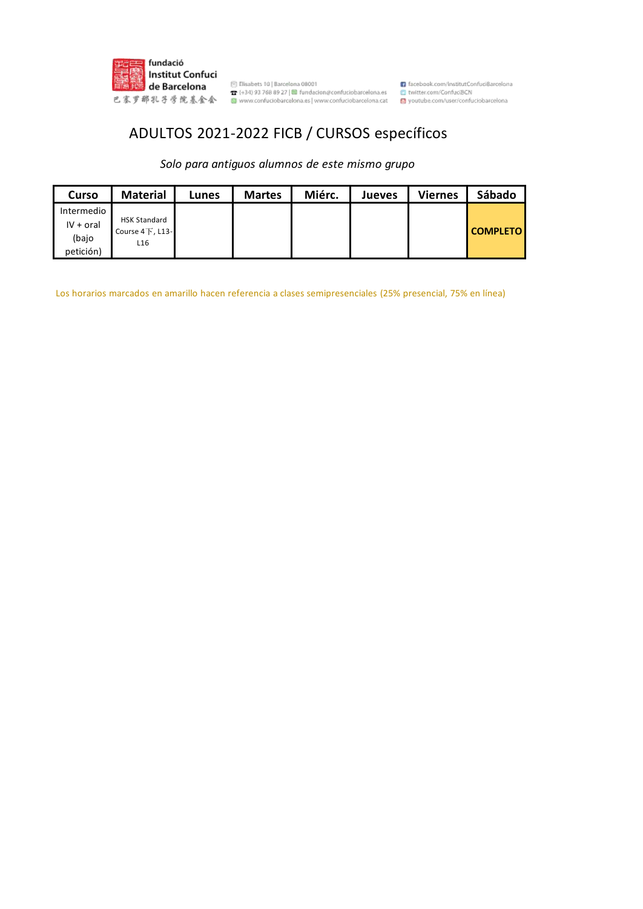fundació Institut Confuci de Barcelona

巴塞罗那孔子学院基金会

Elisabets 10 | Barcelona 08001
(+34) 93 768 89 27 | fundacion@confuciobarcelona.es
www.confuciobarcelona.es | www.confuciobarcelona.cat

facebook.com/InstitutConfuciBarcelona
twitter.com/ConfuciBCN
youtube.com/user/confuciobarcelona

# ADULTOS 2021-2022 FICB / CURSOS específicos

*Solo para antiguos alumnos de este mismo grupo*

| Curso | Material | Lunes | Martes | Miérc. | Jueves | Viernes | Sábado |
|---|---|---|---|---|---|---|---|
| Intermedio IV + oral (bajo petición) | HSK Standard Course 4 下, L13-L16 | | | | | | **COMPLETO** |

Los horarios marcados en amarillo hacen referencia a clases semipresenciales (25% presencial, 75% en línea)